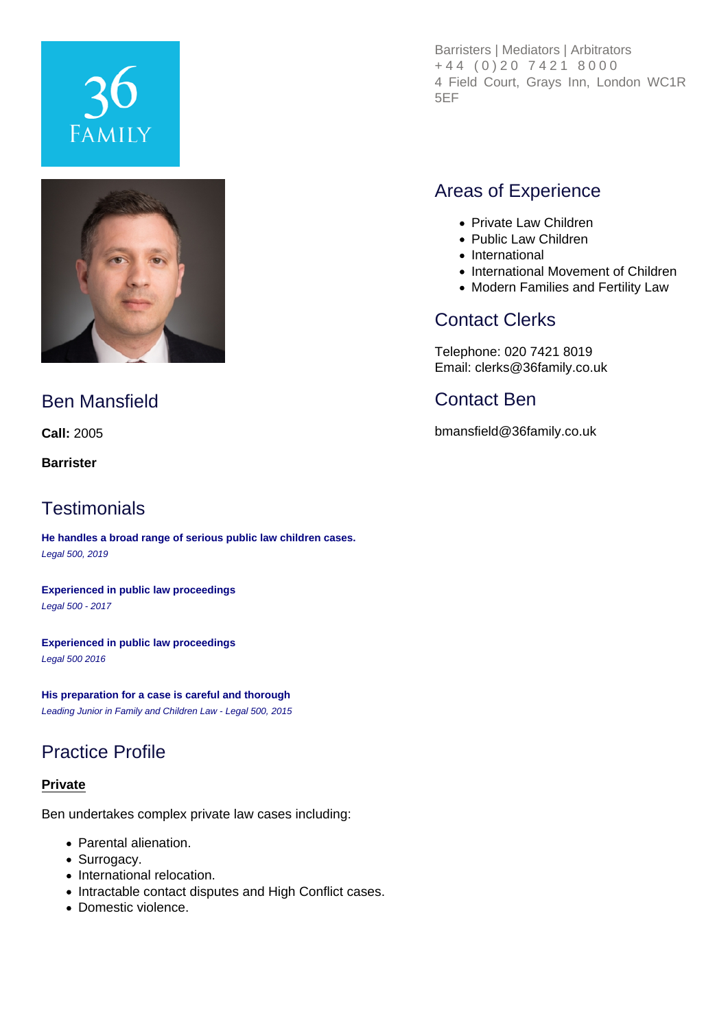36 FAMILY

Barristers | Mediators | Arbitrators
+44 (0)20 7421 8000
4 Field Court, Grays Inn, London WC1R 5EF

## Ben Mansfield

**Call:** 2005

**Barrister**

## Areas of Experience

- Private Law Children
- Public Law Children
- International
- International Movement of Children
- Modern Families and Fertility Law

## Contact Clerks

Telephone: 020 7421 8019
Email: clerks@36family.co.uk

## Contact Ben

bmansfield@36family.co.uk

## Testimonials

**He handles a broad range of serious public law children cases.**
*Legal 500, 2019*

**Experienced in public law proceedings**
*Legal 500 - 2017*

**Experienced in public law proceedings**
*Legal 500 2016*

**His preparation for a case is careful and thorough**
*Leading Junior in Family and Children Law - Legal 500, 2015*

## Practice Profile

### Private

Ben undertakes complex private law cases including:

- Parental alienation.
- Surrogacy.
- International relocation.
- Intractable contact disputes and High Conflict cases.
- Domestic violence.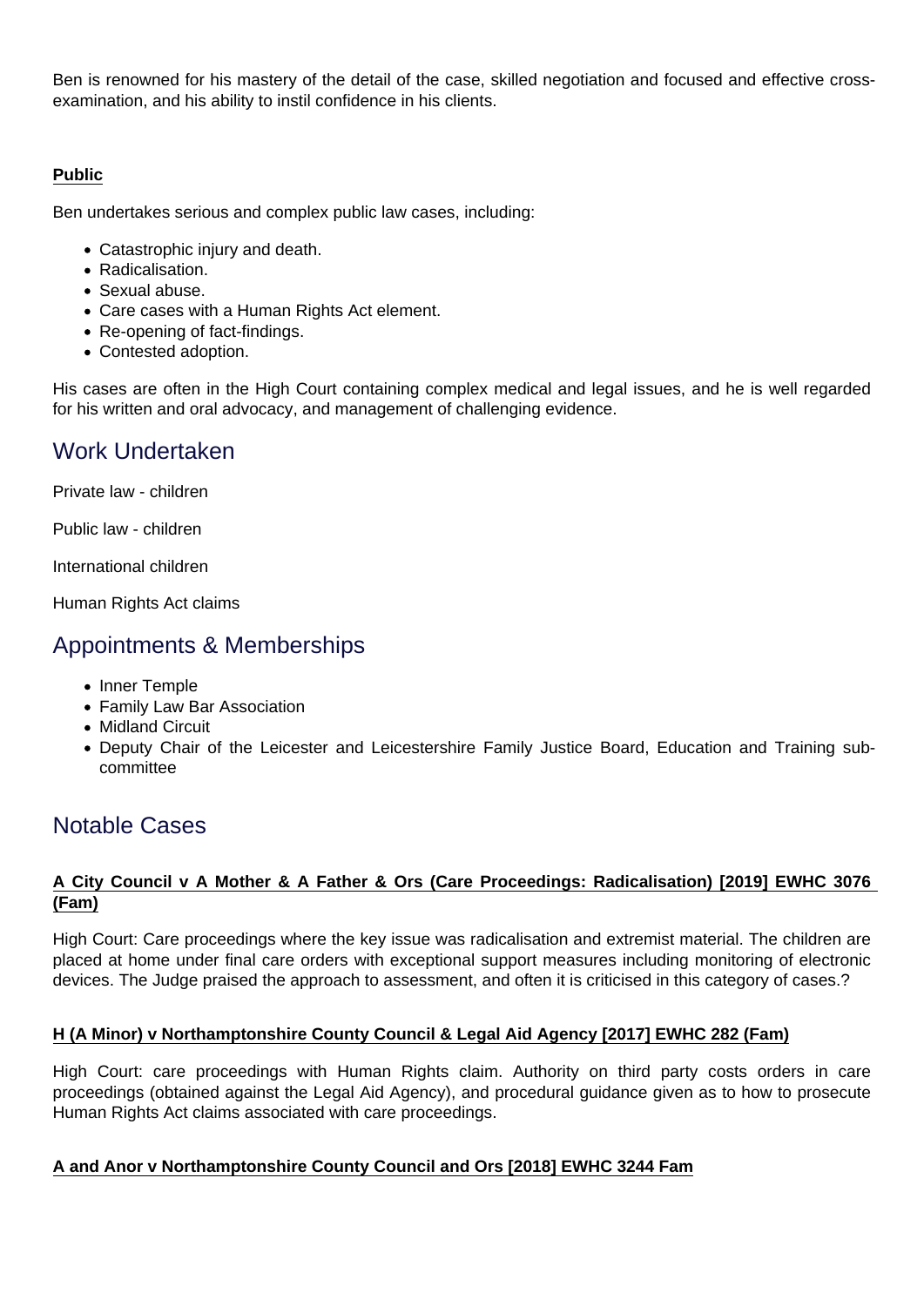Ben is renowned for his mastery of the detail of the case, skilled negotiation and focused and effective cross-examination, and his ability to instil confidence in his clients.

**Public**

Ben undertakes serious and complex public law cases, including:

- Catastrophic injury and death.
- Radicalisation.
- Sexual abuse.
- Care cases with a Human Rights Act element.
- Re-opening of fact-findings.
- Contested adoption.

His cases are often in the High Court containing complex medical and legal issues, and he is well regarded for his written and oral advocacy, and management of challenging evidence.

## Work Undertaken

Private law - children

Public law - children

International children

Human Rights Act claims

## Appointments & Memberships

- Inner Temple
- Family Law Bar Association
- Midland Circuit
- Deputy Chair of the Leicester and Leicestershire Family Justice Board, Education and Training sub-committee

## Notable Cases

**A City Council v A Mother & A Father & Ors (Care Proceedings: Radicalisation) [2019] EWHC 3076 (Fam)**

High Court: Care proceedings where the key issue was radicalisation and extremist material. The children are placed at home under final care orders with exceptional support measures including monitoring of electronic devices. The Judge praised the approach to assessment, and often it is criticised in this category of cases.?

**H (A Minor) v Northamptonshire County Council & Legal Aid Agency [2017] EWHC 282 (Fam)**

High Court: care proceedings with Human Rights claim. Authority on third party costs orders in care proceedings (obtained against the Legal Aid Agency), and procedural guidance given as to how to prosecute Human Rights Act claims associated with care proceedings.

**A and Anor v Northamptonshire County Council and Ors [2018] EWHC 3244 Fam**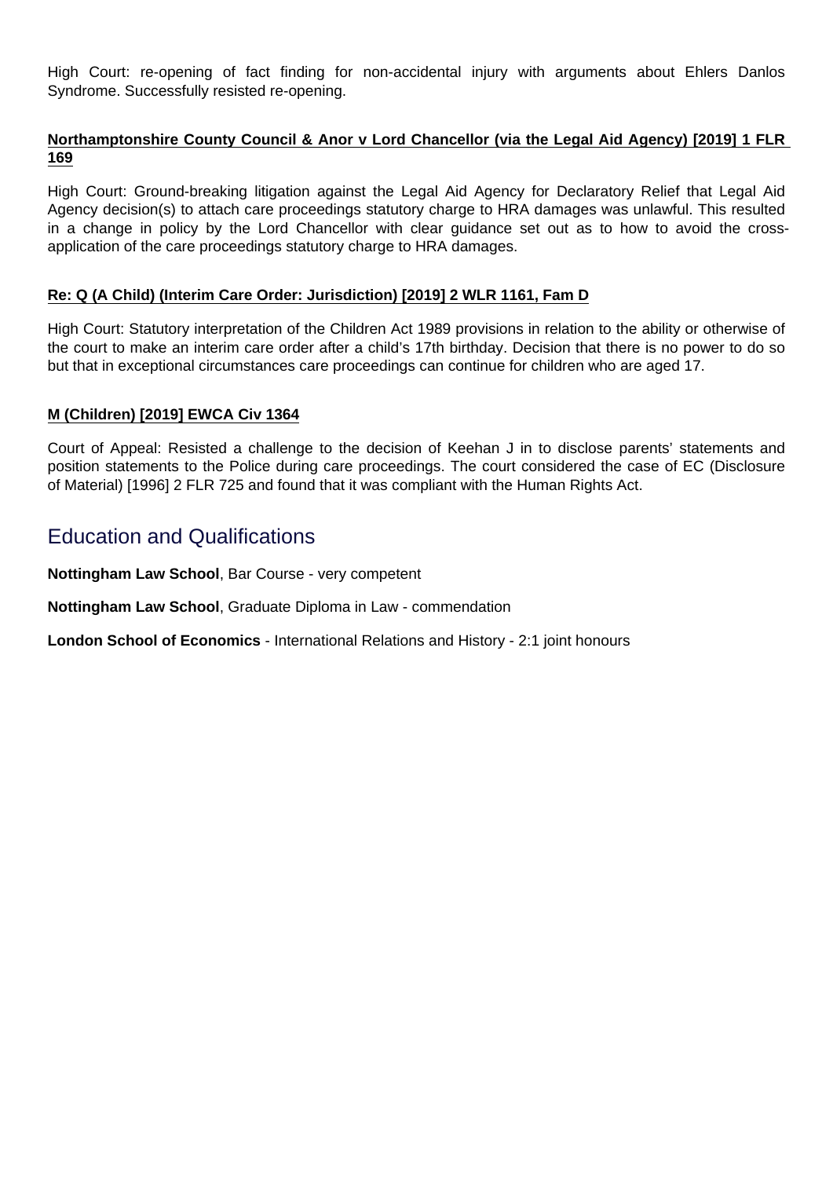High Court: re-opening of fact finding for non-accidental injury with arguments about Ehlers Danlos Syndrome. Successfully resisted re-opening.

**Northamptonshire County Council & Anor v Lord Chancellor (via the Legal Aid Agency) [2019] 1 FLR 169**

High Court: Ground-breaking litigation against the Legal Aid Agency for Declaratory Relief that Legal Aid Agency decision(s) to attach care proceedings statutory charge to HRA damages was unlawful. This resulted in a change in policy by the Lord Chancellor with clear guidance set out as to how to avoid the cross-application of the care proceedings statutory charge to HRA damages.

**Re: Q (A Child) (Interim Care Order: Jurisdiction) [2019] 2 WLR 1161, Fam D**

High Court: Statutory interpretation of the Children Act 1989 provisions in relation to the ability or otherwise of the court to make an interim care order after a child's 17th birthday. Decision that there is no power to do so but that in exceptional circumstances care proceedings can continue for children who are aged 17.

**M (Children) [2019] EWCA Civ 1364**

Court of Appeal: Resisted a challenge to the decision of Keehan J in to disclose parents' statements and position statements to the Police during care proceedings. The court considered the case of EC (Disclosure of Material) [1996] 2 FLR 725 and found that it was compliant with the Human Rights Act.

## Education and Qualifications

**Nottingham Law School**, Bar Course - very competent

**Nottingham Law School**, Graduate Diploma in Law - commendation

**London School of Economics** - International Relations and History - 2:1 joint honours